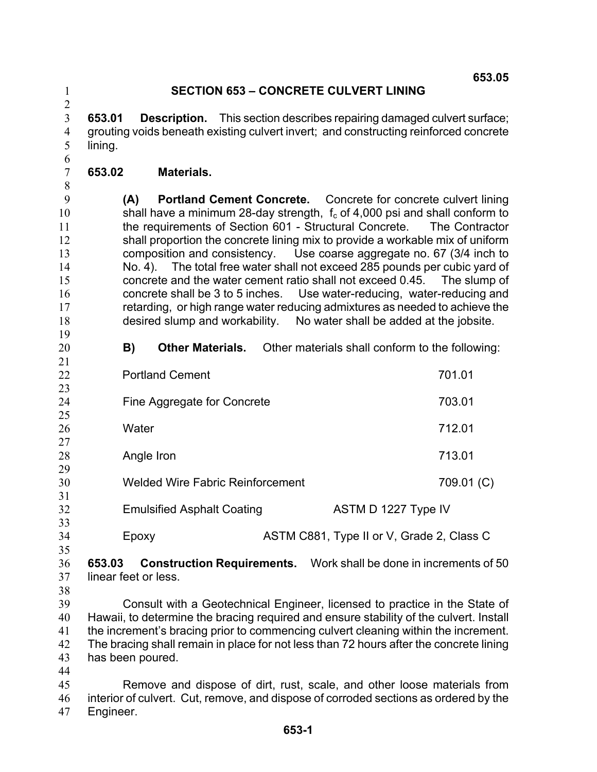# SECTION 653 – CONCRETE CULVERT LINING

**653.01 Description.** This section describes repairing damaged culvert surface; grouting voids beneath existing culvert invert; and constructing reinforced concrete lining.

**653.02 Materials.**

**(A) Portland Cement Concrete.** Concrete for concrete culvert lining shall have a minimum 28-day strength, $f_c$ of 4,000 psi and shall conform to the requirements of Section 601 - Structural Concrete. The Contractor shall proportion the concrete lining mix to provide a workable mix of uniform composition and consistency. Use coarse aggregate no. 67 (3/4 inch to No. 4). The total free water shall not exceed 285 pounds per cubic yard of concrete and the water cement ratio shall not exceed 0.45. The slump of concrete shall be 3 to 5 inches. Use water-reducing, water-reducing and retarding, or high range water reducing admixtures as needed to achieve the desired slump and workability. No water shall be added at the jobsite.

**B) Other Materials.** Other materials shall conform to the following:

| | |
|---|---|
| Portland Cement | 701.01 |
| Fine Aggregate for Concrete | 703.01 |
| Water | 712.01 |
| Angle Iron | 713.01 |
| Welded Wire Fabric Reinforcement | 709.01 (C) |
| Emulsified Asphalt Coating | ASTM D 1227 Type IV |
| Epoxy | ASTM C881, Type II or V, Grade 2, Class C |

**653.03 Construction Requirements.** Work shall be done in increments of 50 linear feet or less.

Consult with a Geotechnical Engineer, licensed to practice in the State of Hawaii, to determine the bracing required and ensure stability of the culvert. Install the increment's bracing prior to commencing culvert cleaning within the increment. The bracing shall remain in place for not less than 72 hours after the concrete lining has been poured.

Remove and dispose of dirt, rust, scale, and other loose materials from interior of culvert. Cut, remove, and dispose of corroded sections as ordered by the Engineer.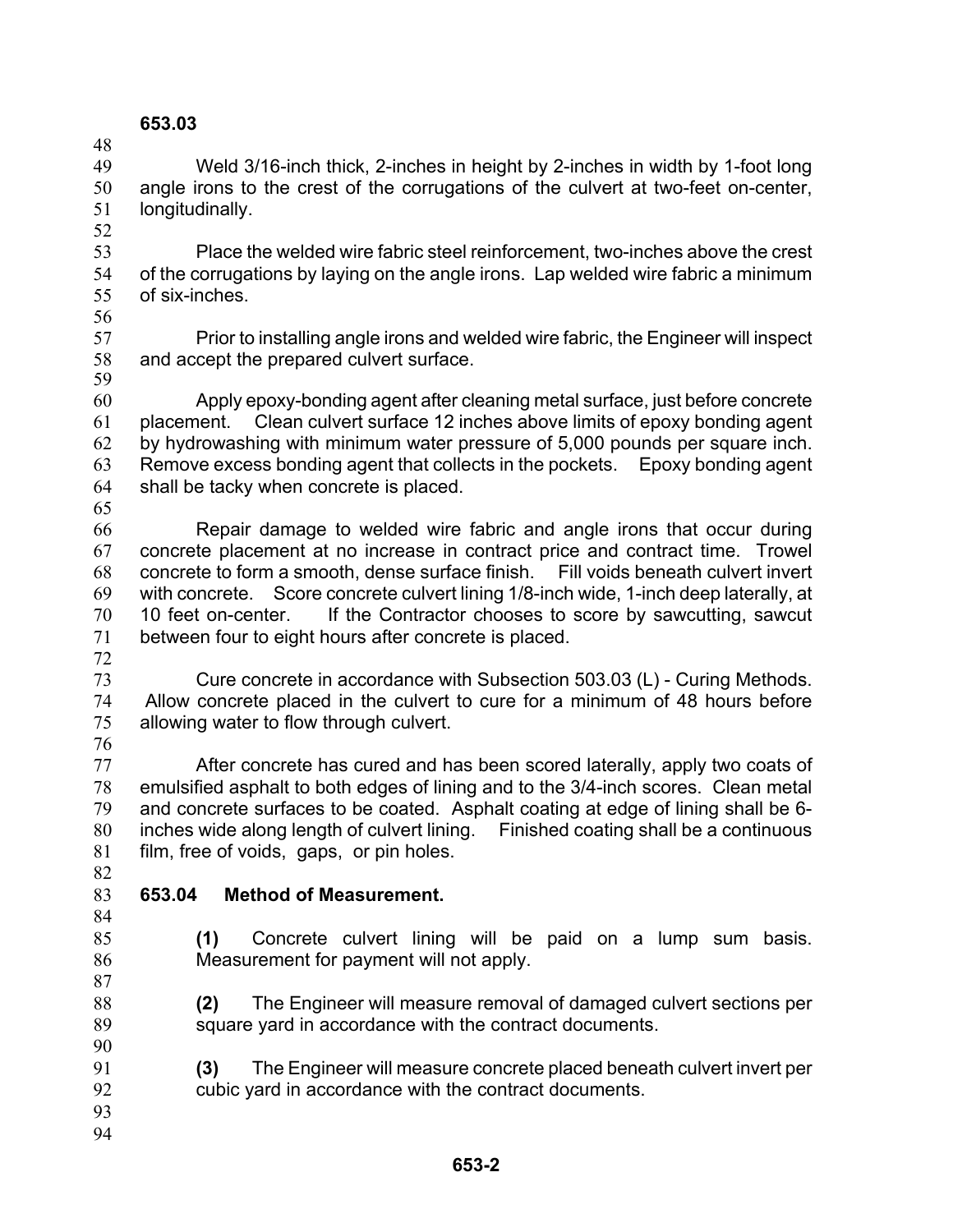Weld 3/16-inch thick, 2-inches in height by 2-inches in width by 1-foot long angle irons to the crest of the corrugations of the culvert at two-feet on-center, longitudinally.

Place the welded wire fabric steel reinforcement, two-inches above the crest of the corrugations by laying on the angle irons. Lap welded wire fabric a minimum of six-inches.

Prior to installing angle irons and welded wire fabric, the Engineer will inspect and accept the prepared culvert surface.

Apply epoxy-bonding agent after cleaning metal surface, just before concrete placement. Clean culvert surface 12 inches above limits of epoxy bonding agent by hydrowashing with minimum water pressure of 5,000 pounds per square inch. Remove excess bonding agent that collects in the pockets. Epoxy bonding agent shall be tacky when concrete is placed.

Repair damage to welded wire fabric and angle irons that occur during concrete placement at no increase in contract price and contract time. Trowel concrete to form a smooth, dense surface finish. Fill voids beneath culvert invert with concrete. Score concrete culvert lining 1/8-inch wide, 1-inch deep laterally, at 10 feet on-center. If the Contractor chooses to score by sawcutting, sawcut between four to eight hours after concrete is placed.

Cure concrete in accordance with Subsection 503.03 (L) - Curing Methods. Allow concrete placed in the culvert to cure for a minimum of 48 hours before allowing water to flow through culvert.

After concrete has cured and has been scored laterally, apply two coats of emulsified asphalt to both edges of lining and to the 3/4-inch scores. Clean metal and concrete surfaces to be coated. Asphalt coating at edge of lining shall be 6-inches wide along length of culvert lining. Finished coating shall be a continuous film, free of voids, gaps, or pin holes.

## 653.04 Method of Measurement.

**(1)** Concrete culvert lining will be paid on a lump sum basis. Measurement for payment will not apply.

**(2)** The Engineer will measure removal of damaged culvert sections per square yard in accordance with the contract documents.

**(3)** The Engineer will measure concrete placed beneath culvert invert per cubic yard in accordance with the contract documents.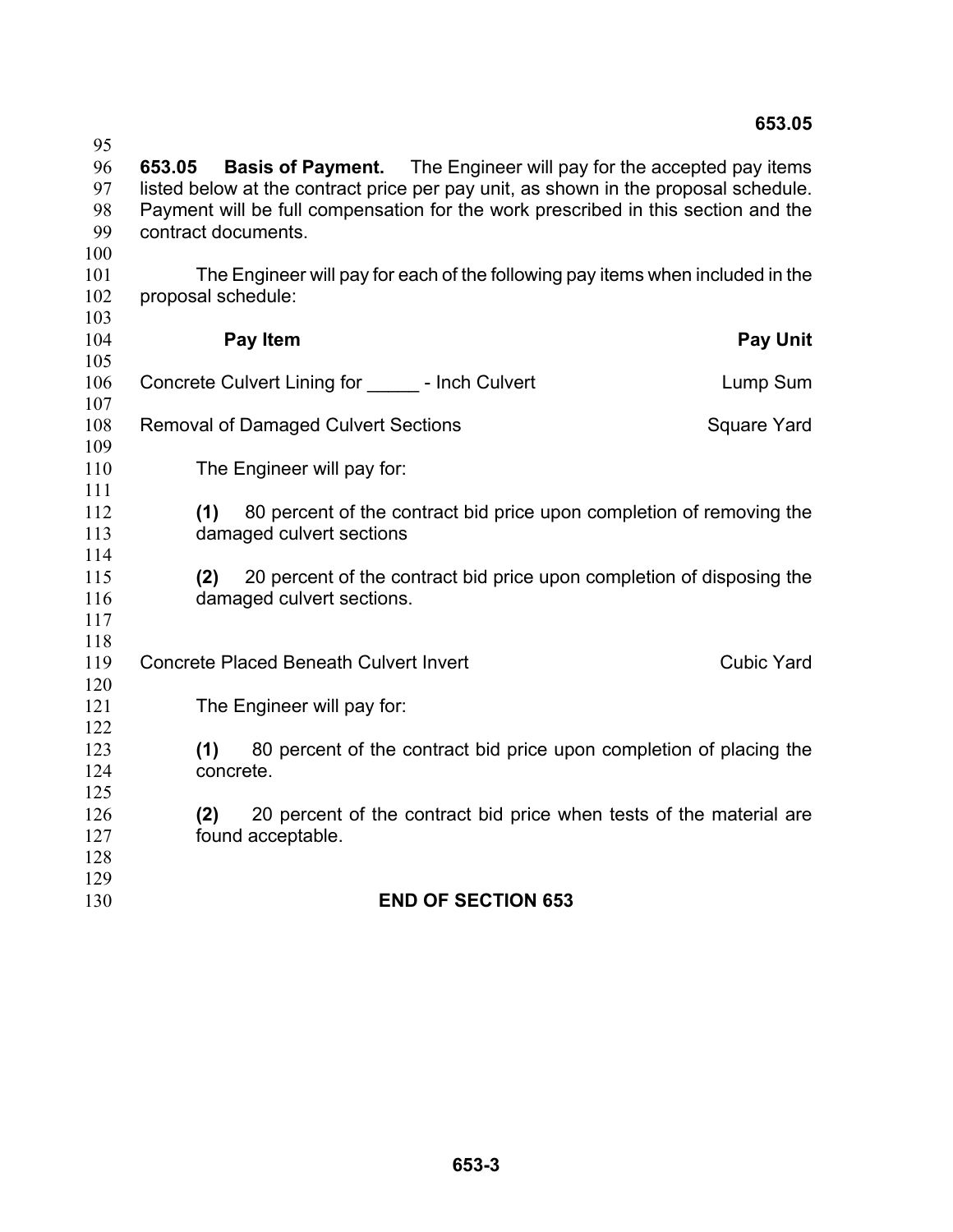**653.05 Basis of Payment.** The Engineer will pay for the accepted pay items listed below at the contract price per pay unit, as shown in the proposal schedule. Payment will be full compensation for the work prescribed in this section and the contract documents.

The Engineer will pay for each of the following pay items when included in the proposal schedule:

| Pay Item | Pay Unit |
|---|---|
| Concrete Culvert Lining for _____ - Inch Culvert | Lump Sum |
| Removal of Damaged Culvert Sections | Square Yard |

The Engineer will pay for:

**(1)** 80 percent of the contract bid price upon completion of removing the damaged culvert sections

**(2)** 20 percent of the contract bid price upon completion of disposing the damaged culvert sections.

| Pay Item | Pay Unit |
|---|---|
| Concrete Placed Beneath Culvert Invert | Cubic Yard |

The Engineer will pay for:

**(1)** 80 percent of the contract bid price upon completion of placing the concrete.

**(2)** 20 percent of the contract bid price when tests of the material are found acceptable.

**END OF SECTION 653**